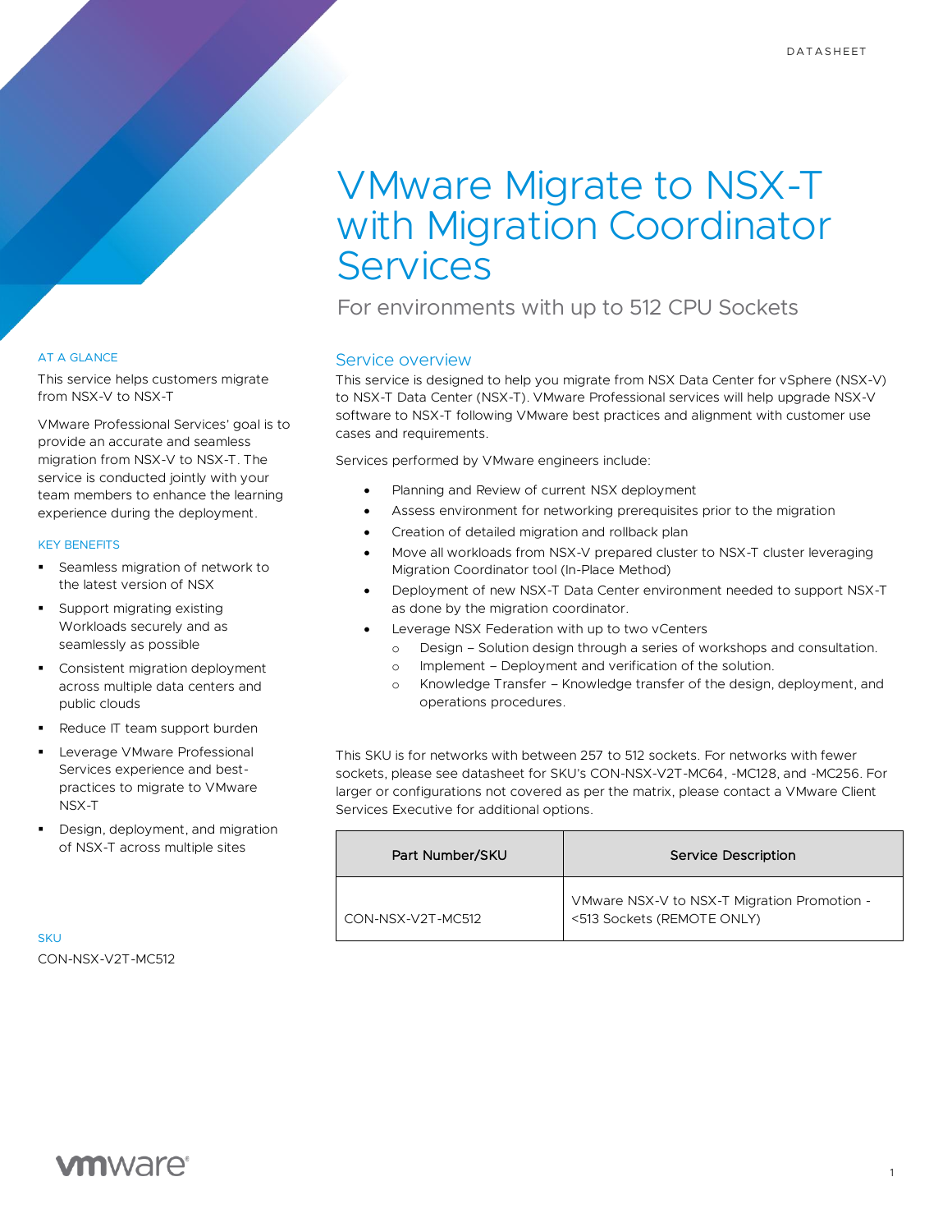DATASHEET

# VMware Migrate to NSX-T with Migration Coordinator Services

## For environments with up to 512 CPU Sockets

### AT A GLANCE

This service helps customers migrate from NSX-V to NSX-T

VMware Professional Services' goal is to provide an accurate and seamless migration from NSX-V to NSX-T. The service is conducted jointly with your team members to enhance the learning experience during the deployment.

### KEY BENEFITS

- Seamless migration of network to the latest version of NSX
- Support migrating existing Workloads securely and as seamlessly as possible
- Consistent migration deployment across multiple data centers and public clouds
- Reduce IT team support burden
- Leverage VMware Professional Services experience and best-practices to migrate to VMware NSX-T
- Design, deployment, and migration of NSX-T across multiple sites

### SKU

CON-NSX-V2T-MC512

## Service overview

This service is designed to help you migrate from NSX Data Center for vSphere (NSX-V) to NSX-T Data Center (NSX-T). VMware Professional services will help upgrade NSX-V software to NSX-T following VMware best practices and alignment with customer use cases and requirements.

Services performed by VMware engineers include:

- Planning and Review of current NSX deployment
- Assess environment for networking prerequisites prior to the migration
- Creation of detailed migration and rollback plan
- Move all workloads from NSX-V prepared cluster to NSX-T cluster leveraging Migration Coordinator tool (In-Place Method)
- Deployment of new NSX-T Data Center environment needed to support NSX-T as done by the migration coordinator.
- Leverage NSX Federation with up to two vCenters
  - Design – Solution design through a series of workshops and consultation.
  - Implement – Deployment and verification of the solution.
  - Knowledge Transfer – Knowledge transfer of the design, deployment, and operations procedures.

This SKU is for networks with between 257 to 512 sockets. For networks with fewer sockets, please see datasheet for SKU's CON-NSX-V2T-MC64, -MC128, and -MC256. For larger or configurations not covered as per the matrix, please contact a VMware Client Services Executive for additional options.

| Part Number/SKU | Service Description |
| --- | --- |
| CON-NSX-V2T-MC512 | VMware NSX-V to NSX-T Migration Promotion - <513 Sockets (REMOTE ONLY) |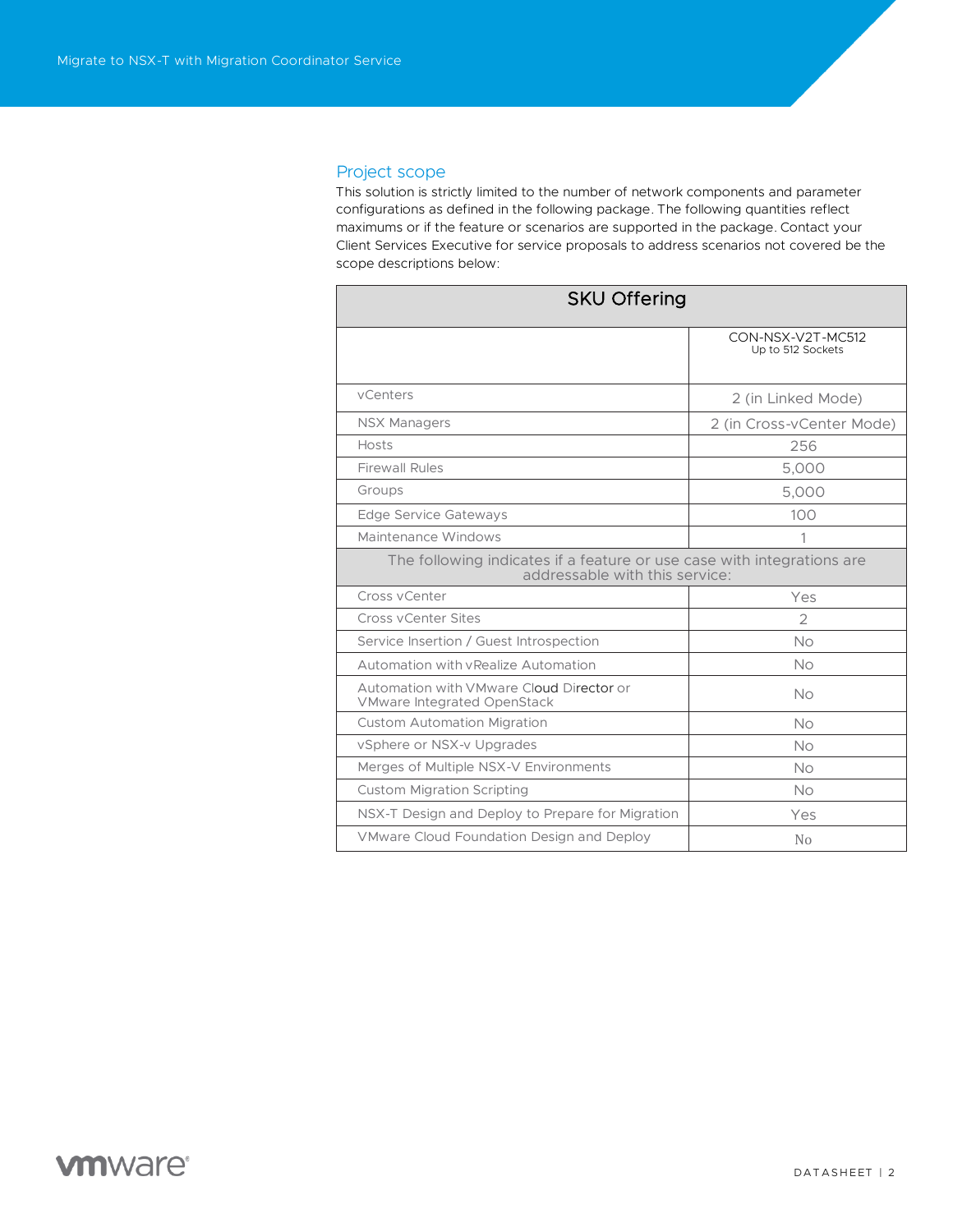## Project scope

This solution is strictly limited to the number of network components and parameter configurations as defined in the following package. The following quantities reflect maximums or if the feature or scenarios are supported in the package. Contact your Client Services Executive for service proposals to address scenarios not covered be the scope descriptions below:

| SKU Offering | |
|---|---|
| | CON-NSX-V2T-MC512<br>Up to 512 Sockets |
| vCenters | 2 (in Linked Mode) |
| NSX Managers | 2 (in Cross-vCenter Mode) |
| Hosts | 256 |
| Firewall Rules | 5,000 |
| Groups | 5,000 |
| Edge Service Gateways | 100 |
| Maintenance Windows | 1 |
| The following indicates if a feature or use case with integrations are addressable with this service: | |
| Cross vCenter | Yes |
| Cross vCenter Sites | 2 |
| Service Insertion / Guest Introspection | No |
| Automation with vRealize Automation | No |
| Automation with VMware Cloud Director or VMware Integrated OpenStack | No |
| Custom Automation Migration | No |
| vSphere or NSX-v Upgrades | No |
| Merges of Multiple NSX-V Environments | No |
| Custom Migration Scripting | No |
| NSX-T Design and Deploy to Prepare for Migration | Yes |
| VMware Cloud Foundation Design and Deploy | No |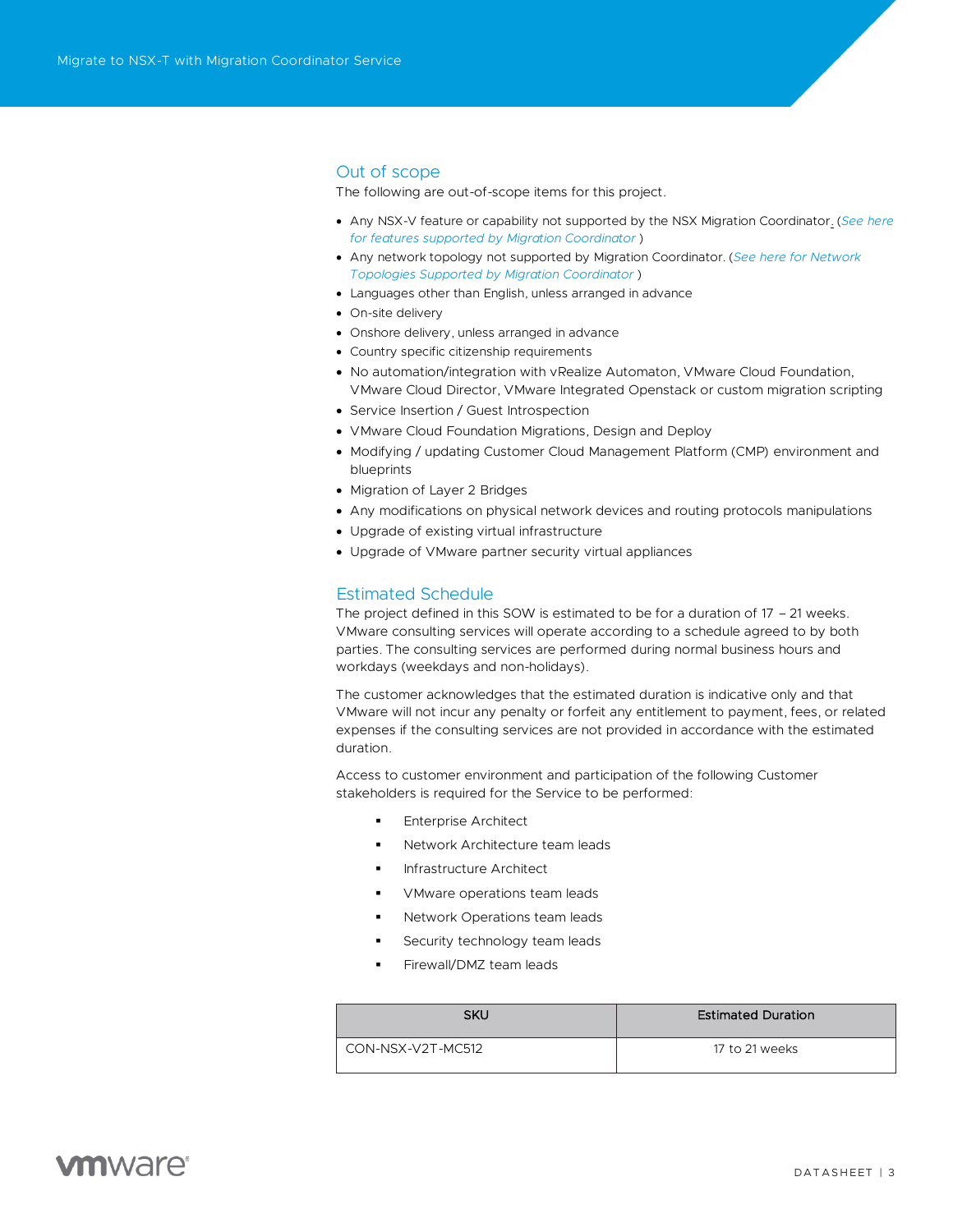## Out of scope

The following are out-of-scope items for this project.

- Any NSX-V feature or capability not supported by the NSX Migration Coordinator. (*See here for features supported by Migration Coordinator* )
- Any network topology not supported by Migration Coordinator. (*See here for Network Topologies Supported by Migration Coordinator* )
- Languages other than English, unless arranged in advance
- On-site delivery
- Onshore delivery, unless arranged in advance
- Country specific citizenship requirements
- No automation/integration with vRealize Automaton, VMware Cloud Foundation, VMware Cloud Director, VMware Integrated Openstack or custom migration scripting
- Service Insertion / Guest Introspection
- VMware Cloud Foundation Migrations, Design and Deploy
- Modifying / updating Customer Cloud Management Platform (CMP) environment and blueprints
- Migration of Layer 2 Bridges
- Any modifications on physical network devices and routing protocols manipulations
- Upgrade of existing virtual infrastructure
- Upgrade of VMware partner security virtual appliances

## Estimated Schedule

The project defined in this SOW is estimated to be for a duration of 17 – 21 weeks. VMware consulting services will operate according to a schedule agreed to by both parties. The consulting services are performed during normal business hours and workdays (weekdays and non-holidays).

The customer acknowledges that the estimated duration is indicative only and that VMware will not incur any penalty or forfeit any entitlement to payment, fees, or related expenses if the consulting services are not provided in accordance with the estimated duration.

Access to customer environment and participation of the following Customer stakeholders is required for the Service to be performed:

- Enterprise Architect
- Network Architecture team leads
- Infrastructure Architect
- VMware operations team leads
- Network Operations team leads
- Security technology team leads
- Firewall/DMZ team leads

| SKU | Estimated Duration |
|---|---|
| CON-NSX-V2T-MC512 | 17 to 21 weeks |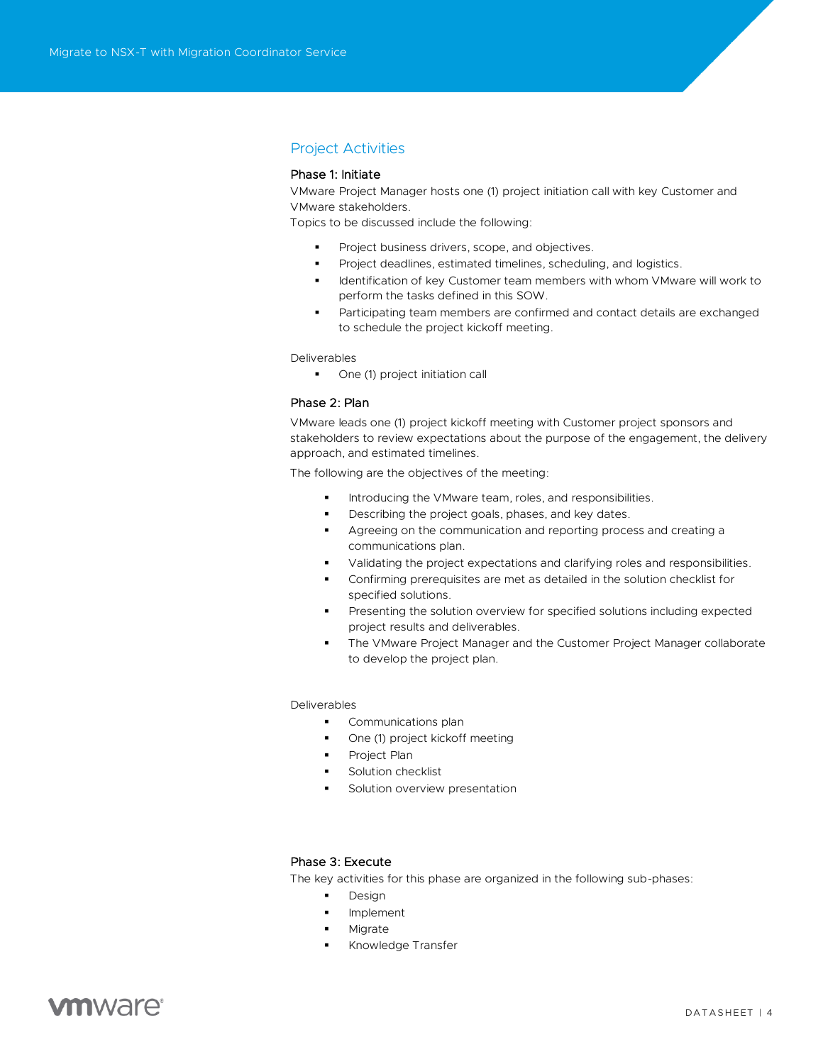## Project Activities

### Phase 1: Initiate

VMware Project Manager hosts one (1) project initiation call with key Customer and VMware stakeholders.

Topics to be discussed include the following:

- Project business drivers, scope, and objectives.
- Project deadlines, estimated timelines, scheduling, and logistics.
- Identification of key Customer team members with whom VMware will work to perform the tasks defined in this SOW.
- Participating team members are confirmed and contact details are exchanged to schedule the project kickoff meeting.

Deliverables

- One (1) project initiation call

### Phase 2: Plan

VMware leads one (1) project kickoff meeting with Customer project sponsors and stakeholders to review expectations about the purpose of the engagement, the delivery approach, and estimated timelines.

The following are the objectives of the meeting:

- Introducing the VMware team, roles, and responsibilities.
- Describing the project goals, phases, and key dates.
- Agreeing on the communication and reporting process and creating a communications plan.
- Validating the project expectations and clarifying roles and responsibilities.
- Confirming prerequisites are met as detailed in the solution checklist for specified solutions.
- Presenting the solution overview for specified solutions including expected project results and deliverables.
- The VMware Project Manager and the Customer Project Manager collaborate to develop the project plan.

Deliverables

- Communications plan
- One (1) project kickoff meeting
- Project Plan
- Solution checklist
- Solution overview presentation

### Phase 3: Execute

The key activities for this phase are organized in the following sub-phases:

- Design
- Implement
- Migrate
- Knowledge Transfer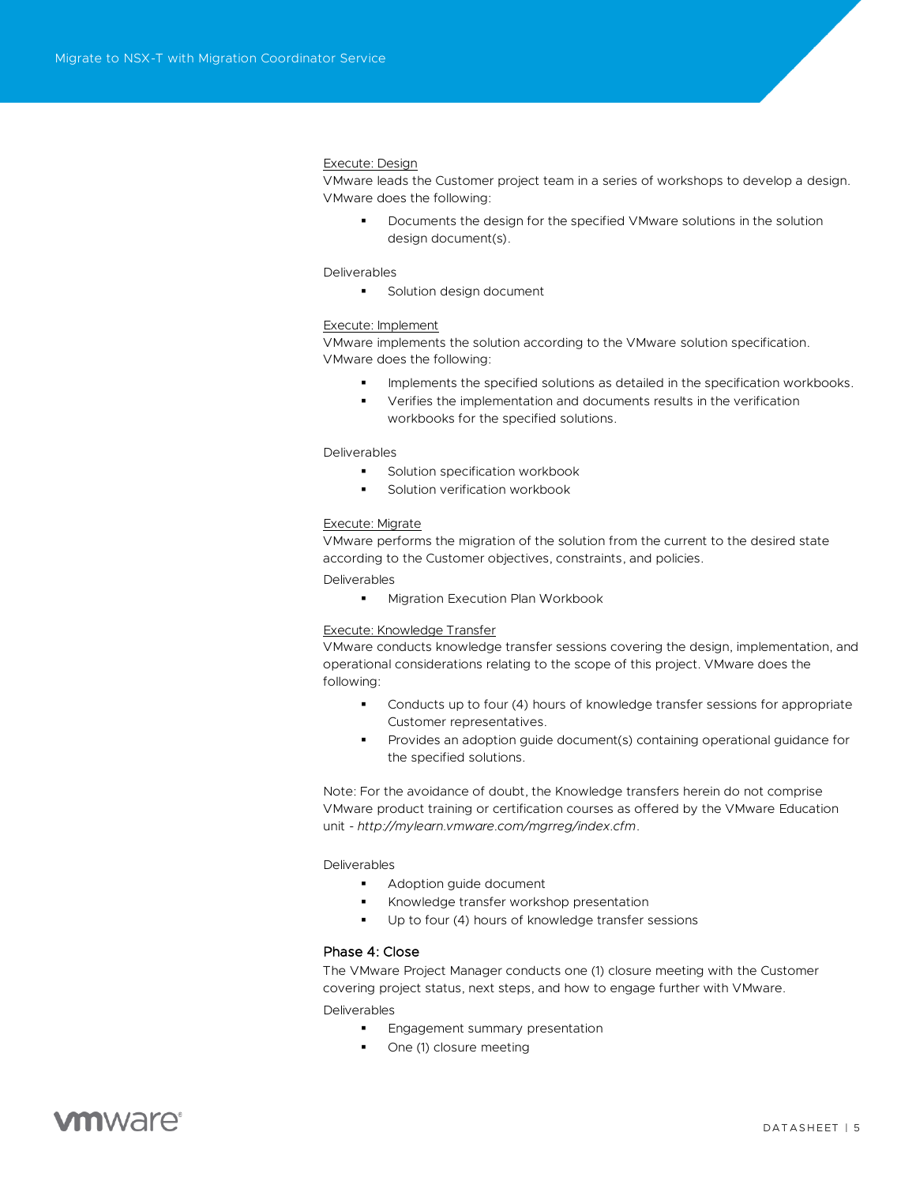Execute: Design

VMware leads the Customer project team in a series of workshops to develop a design. VMware does the following:

- Documents the design for the specified VMware solutions in the solution design document(s).

Deliverables

- Solution design document

Execute: Implement

VMware implements the solution according to the VMware solution specification. VMware does the following:

- Implements the specified solutions as detailed in the specification workbooks.
- Verifies the implementation and documents results in the verification workbooks for the specified solutions.

Deliverables

- Solution specification workbook
- Solution verification workbook

Execute: Migrate

VMware performs the migration of the solution from the current to the desired state according to the Customer objectives, constraints, and policies.

Deliverables

- Migration Execution Plan Workbook

Execute: Knowledge Transfer

VMware conducts knowledge transfer sessions covering the design, implementation, and operational considerations relating to the scope of this project. VMware does the following:

- Conducts up to four (4) hours of knowledge transfer sessions for appropriate Customer representatives.
- Provides an adoption guide document(s) containing operational guidance for the specified solutions.

Note: For the avoidance of doubt, the Knowledge transfers herein do not comprise VMware product training or certification courses as offered by the VMware Education unit - *http://mylearn.vmware.com/mgrreg/index.cfm*.

Deliverables

- Adoption guide document
- Knowledge transfer workshop presentation
- Up to four (4) hours of knowledge transfer sessions

### Phase 4: Close

The VMware Project Manager conducts one (1) closure meeting with the Customer covering project status, next steps, and how to engage further with VMware.

Deliverables

- Engagement summary presentation
- One (1) closure meeting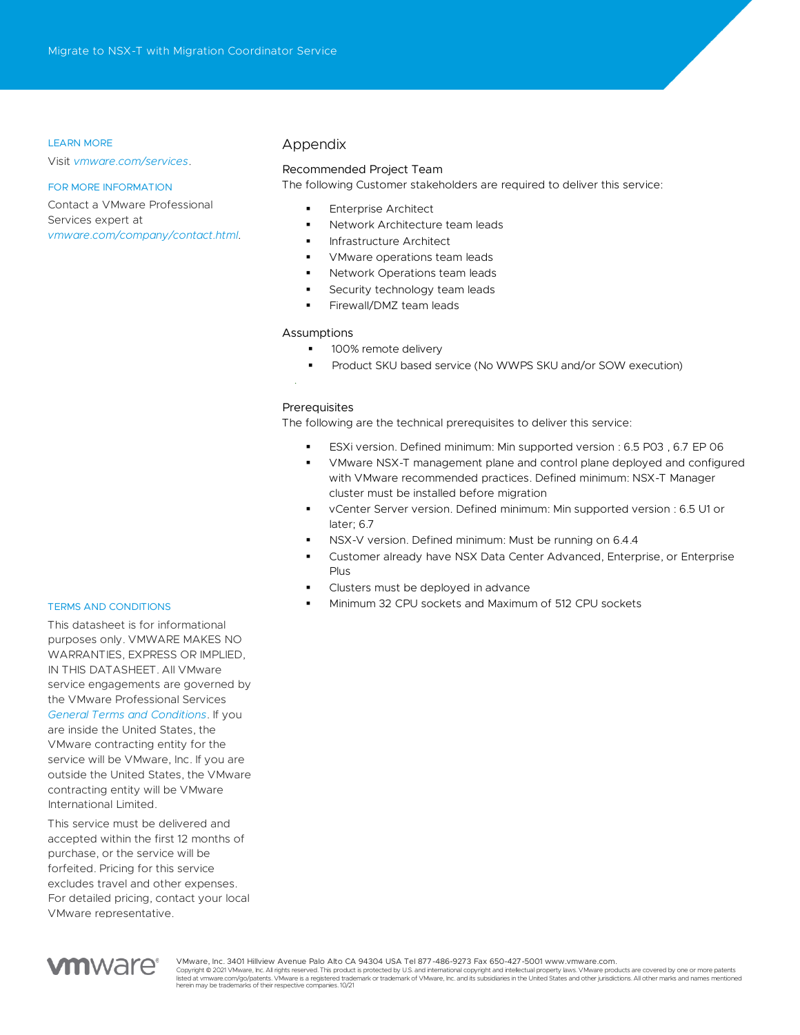LEARN MORE

Visit *vmware.com/services*.

FOR MORE INFORMATION

Contact a VMware Professional Services expert at *vmware.com/company/contact.html*.

## Appendix

### Recommended Project Team

The following Customer stakeholders are required to deliver this service:

- Enterprise Architect
- Network Architecture team leads
- Infrastructure Architect
- VMware operations team leads
- Network Operations team leads
- Security technology team leads
- Firewall/DMZ team leads

### Assumptions

- 100% remote delivery
- Product SKU based service (No WWPS SKU and/or SOW execution)

### Prerequisites

The following are the technical prerequisites to deliver this service:

- ESXi version. Defined minimum: Min supported version : 6.5 P03 , 6.7 EP 06
- VMware NSX-T management plane and control plane deployed and configured with VMware recommended practices. Defined minimum: NSX-T Manager cluster must be installed before migration
- vCenter Server version. Defined minimum: Min supported version : 6.5 U1 or later; 6.7
- NSX-V version. Defined minimum: Must be running on 6.4.4
- Customer already have NSX Data Center Advanced, Enterprise, or Enterprise Plus
- Clusters must be deployed in advance
- Minimum 32 CPU sockets and Maximum of 512 CPU sockets

TERMS AND CONDITIONS

This datasheet is for informational purposes only. VMWARE MAKES NO WARRANTIES, EXPRESS OR IMPLIED, IN THIS DATASHEET. All VMware service engagements are governed by the VMware Professional Services *General Terms and Conditions*. If you are inside the United States, the VMware contracting entity for the service will be VMware, Inc. If you are outside the United States, the VMware contracting entity will be VMware International Limited.

This service must be delivered and accepted within the first 12 months of purchase, or the service will be forfeited. Pricing for this service excludes travel and other expenses. For detailed pricing, contact your local VMware representative.

VMware, Inc. 3401 Hillview Avenue Palo Alto CA 94304 USA Tel 877-486-9273 Fax 650-427-5001 www.vmware.com.
Copyright © 2021 VMware, Inc. All rights reserved. This product is protected by U.S. and international copyright and intellectual property laws. VMware products are covered by one or more patents listed at vmware.com/go/patents. VMware is a registered trademark or trademark of VMware, Inc. and its subsidiaries in the United States and other jurisdictions. All other marks and names mentioned herein may be trademarks of their respective companies. 10/21